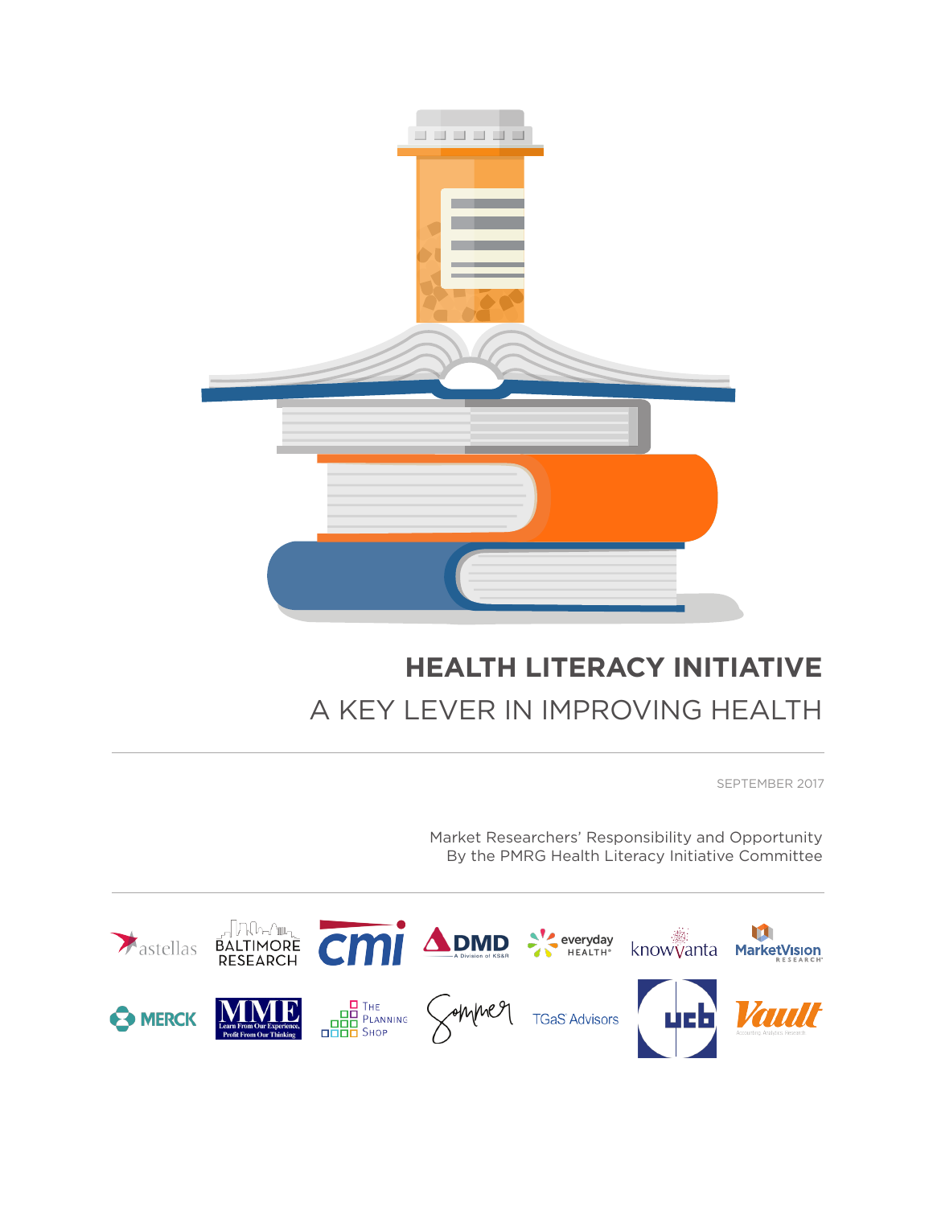# HEALTH LITERACY INITIATIVE

## A KEY LEVER IN IMPROVING HEALTH

SEPTEMBER 2017

Market Researchers' Responsibility and Opportunity
By the PMRG Health Literacy Initiative Committee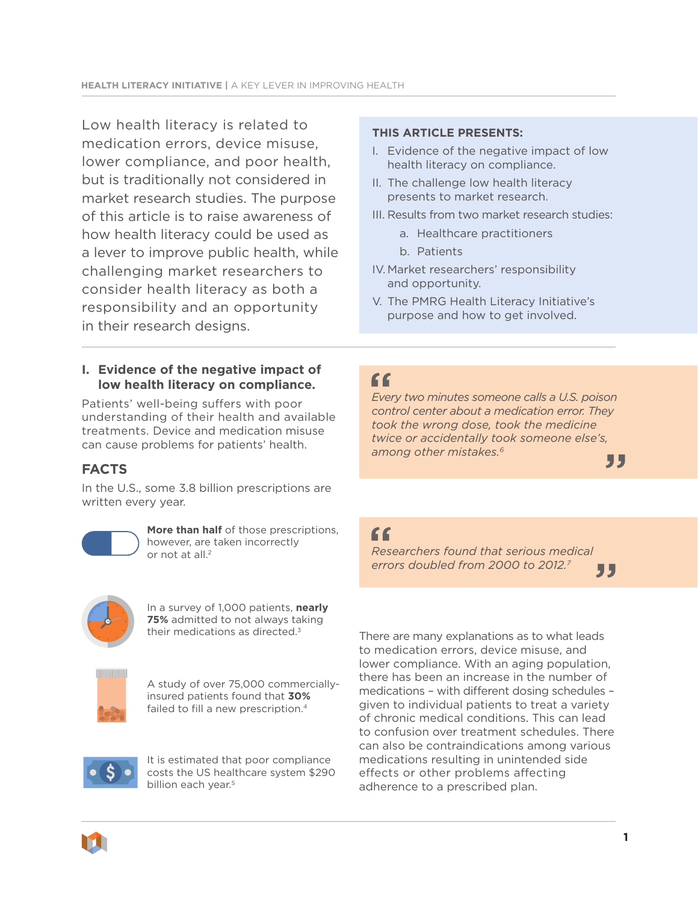Low health literacy is related to medication errors, device misuse, lower compliance, and poor health, but is traditionally not considered in market research studies. The purpose of this article is to raise awareness of how health literacy could be used as a lever to improve public health, while challenging market researchers to consider health literacy as both a responsibility and an opportunity in their research designs.

**THIS ARTICLE PRESENTS:**

I. Evidence of the negative impact of low health literacy on compliance.

II. The challenge low health literacy presents to market research.

III. Results from two market research studies:

   a. Healthcare practitioners

   b. Patients

IV. Market researchers' responsibility and opportunity.

V. The PMRG Health Literacy Initiative's purpose and how to get involved.

## I. Evidence of the negative impact of low health literacy on compliance.

Patients' well-being suffers with poor understanding of their health and available treatments. Device and medication misuse can cause problems for patients' health.

### FACTS

In the U.S., some 3.8 billion prescriptions are written every year.

**More than half** of those prescriptions, however, are taken incorrectly or not at all.[2]

In a survey of 1,000 patients, **nearly 75%** admitted to not always taking their medications as directed.[3]

A study of over 75,000 commercially-insured patients found that **30%** failed to fill a new prescription.[4]

It is estimated that poor compliance costs the US healthcare system $290 billion each year.[5]

> *Every two minutes someone calls a U.S. poison control center about a medication error. They took the wrong dose, took the medicine twice or accidentally took someone else's, among other mistakes.*[6]

> *Researchers found that serious medical errors doubled from 2000 to 2012.*[7]

There are many explanations as to what leads to medication errors, device misuse, and lower compliance. With an aging population, there has been an increase in the number of medications – with different dosing schedules – given to individual patients to treat a variety of chronic medical conditions. This can lead to confusion over treatment schedules. There can also be contraindications among various medications resulting in unintended side effects or other problems affecting adherence to a prescribed plan.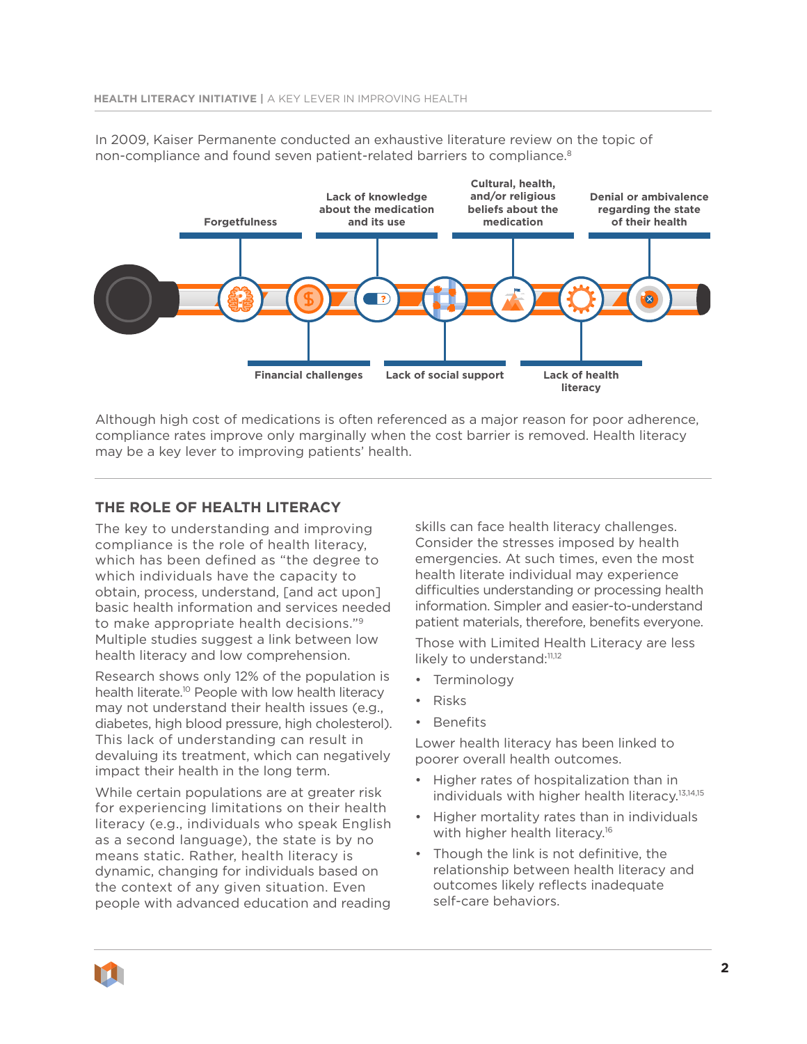In 2009, Kaiser Permanente conducted an exhaustive literature review on the topic of non-compliance and found seven patient-related barriers to compliance.[8]

Forgetfulness

Financial challenges

Lack of knowledge about the medication and its use

Lack of social support

Cultural, health, and/or religious beliefs about the medication

Lack of health literacy

Denial or ambivalence regarding the state of their health

Although high cost of medications is often referenced as a major reason for poor adherence, compliance rates improve only marginally when the cost barrier is removed. Health literacy may be a key lever to improving patients' health.

## THE ROLE OF HEALTH LITERACY

The key to understanding and improving compliance is the role of health literacy, which has been defined as "the degree to which individuals have the capacity to obtain, process, understand, [and act upon] basic health information and services needed to make appropriate health decisions."[9] Multiple studies suggest a link between low health literacy and low comprehension.

Research shows only 12% of the population is health literate.[10] People with low health literacy may not understand their health issues (e.g., diabetes, high blood pressure, high cholesterol). This lack of understanding can result in devaluing its treatment, which can negatively impact their health in the long term.

While certain populations are at greater risk for experiencing limitations on their health literacy (e.g., individuals who speak English as a second language), the state is by no means static. Rather, health literacy is dynamic, changing for individuals based on the context of any given situation. Even people with advanced education and reading skills can face health literacy challenges. Consider the stresses imposed by health emergencies. At such times, even the most health literate individual may experience difficulties understanding or processing health information. Simpler and easier-to-understand patient materials, therefore, benefits everyone.

Those with Limited Health Literacy are less likely to understand:[11,12]

- Terminology
- Risks
- Benefits

Lower health literacy has been linked to poorer overall health outcomes.

- Higher rates of hospitalization than in individuals with higher health literacy.[13,14,15]
- Higher mortality rates than in individuals with higher health literacy.[16]
- Though the link is not definitive, the relationship between health literacy and outcomes likely reflects inadequate self-care behaviors.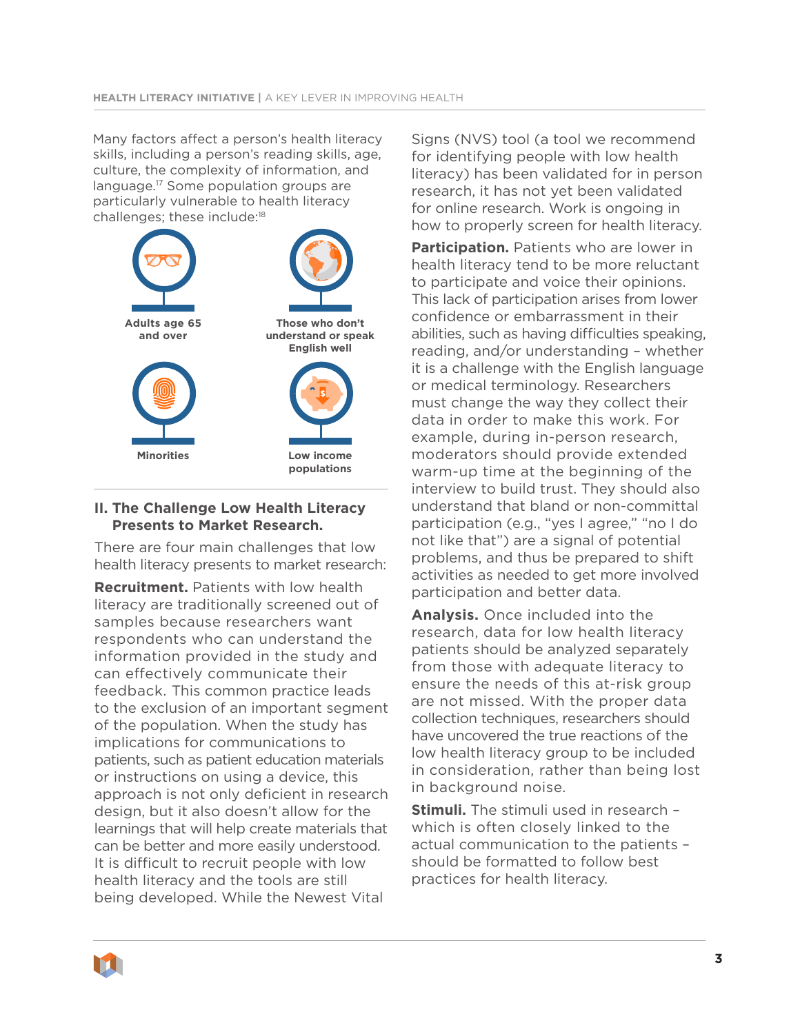Many factors affect a person's health literacy skills, including a person's reading skills, age, culture, the complexity of information, and language.[17] Some population groups are particularly vulnerable to health literacy challenges; these include:[18]

- Adults age 65 and over
- Those who don't understand or speak English well
- Minorities
- Low income populations

## II. The Challenge Low Health Literacy Presents to Market Research.

There are four main challenges that low health literacy presents to market research:

**Recruitment.** Patients with low health literacy are traditionally screened out of samples because researchers want respondents who can understand the information provided in the study and can effectively communicate their feedback. This common practice leads to the exclusion of an important segment of the population. When the study has implications for communications to patients, such as patient education materials or instructions on using a device, this approach is not only deficient in research design, but it also doesn't allow for the learnings that will help create materials that can be better and more easily understood. It is difficult to recruit people with low health literacy and the tools are still being developed. While the Newest Vital Signs (NVS) tool (a tool we recommend for identifying people with low health literacy) has been validated for in person research, it has not yet been validated for online research. Work is ongoing in how to properly screen for health literacy.

**Participation.** Patients who are lower in health literacy tend to be more reluctant to participate and voice their opinions. This lack of participation arises from lower confidence or embarrassment in their abilities, such as having difficulties speaking, reading, and/or understanding – whether it is a challenge with the English language or medical terminology. Researchers must change the way they collect their data in order to make this work. For example, during in-person research, moderators should provide extended warm-up time at the beginning of the interview to build trust. They should also understand that bland or non-committal participation (e.g., "yes I agree," "no I do not like that") are a signal of potential problems, and thus be prepared to shift activities as needed to get more involved participation and better data.

**Analysis.** Once included into the research, data for low health literacy patients should be analyzed separately from those with adequate literacy to ensure the needs of this at-risk group are not missed. With the proper data collection techniques, researchers should have uncovered the true reactions of the low health literacy group to be included in consideration, rather than being lost in background noise.

**Stimuli.** The stimuli used in research – which is often closely linked to the actual communication to the patients – should be formatted to follow best practices for health literacy.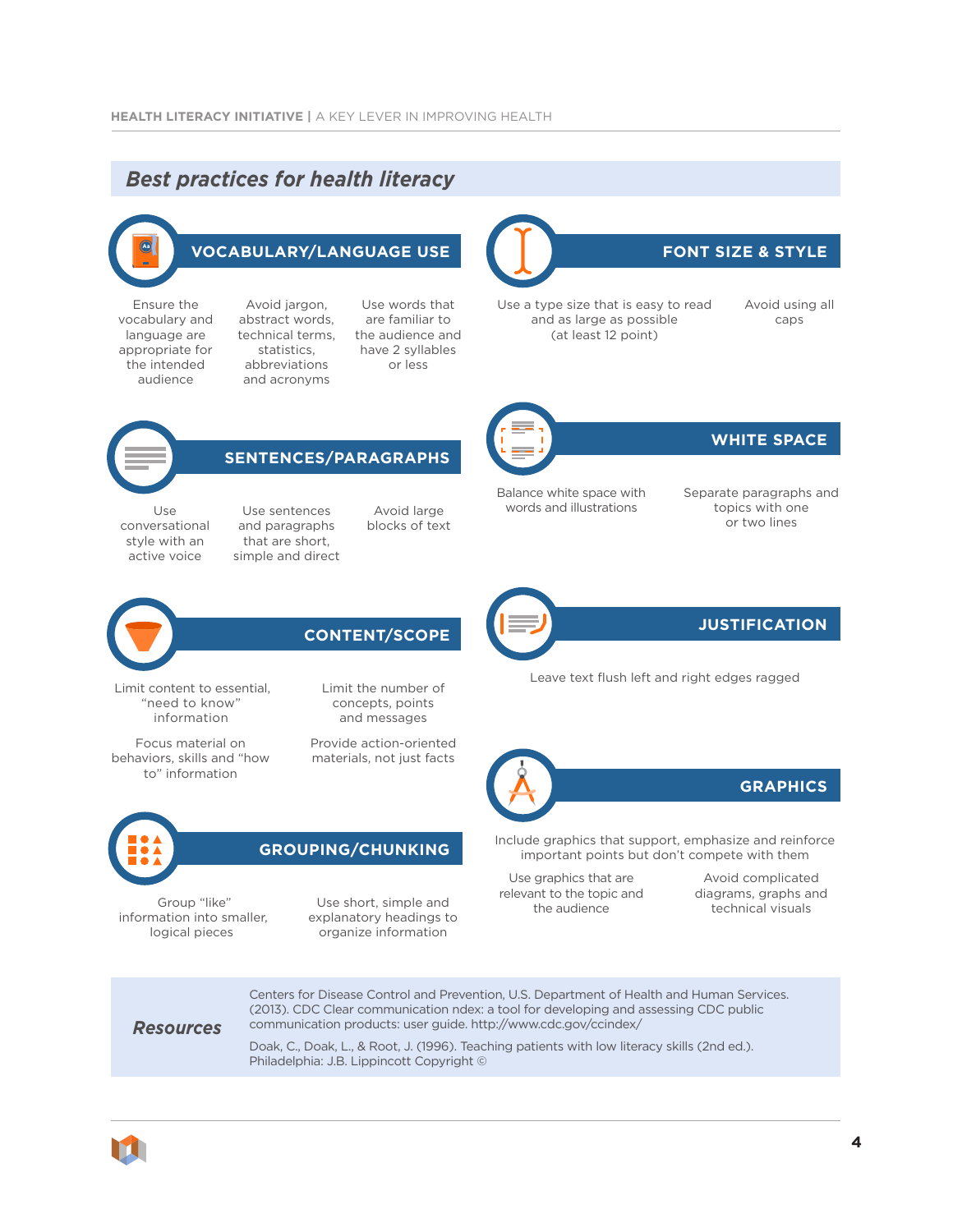## Best practices for health literacy

### VOCABULARY/LANGUAGE USE

- Ensure the vocabulary and language are appropriate for the intended audience
- Avoid jargon, abstract words, technical terms, statistics, abbreviations and acronyms
- Use words that are familiar to the audience and have 2 syllables or less

### FONT SIZE & STYLE

- Use a type size that is easy to read and as large as possible (at least 12 point)
- Avoid using all caps

### SENTENCES/PARAGRAPHS

- Use conversational style with an active voice
- Use sentences and paragraphs that are short, simple and direct
- Avoid large blocks of text

### WHITE SPACE

- Balance white space with words and illustrations
- Separate paragraphs and topics with one or two lines

### CONTENT/SCOPE

- Limit content to essential, "need to know" information
- Limit the number of concepts, points and messages
- Focus material on behaviors, skills and "how to" information
- Provide action-oriented materials, not just facts

### JUSTIFICATION

- Leave text flush left and right edges ragged

### GROUPING/CHUNKING

- Group "like" information into smaller, logical pieces
- Use short, simple and explanatory headings to organize information

### GRAPHICS

- Include graphics that support, emphasize and reinforce important points but don't compete with them
- Use graphics that are relevant to the topic and the audience
- Avoid complicated diagrams, graphs and technical visuals

### Resources

Centers for Disease Control and Prevention, U.S. Department of Health and Human Services. (2013). CDC Clear communication ndex: a tool for developing and assessing CDC public communication products: user guide. http://www.cdc.gov/ccindex/

Doak, C., Doak, L., & Root, J. (1996). Teaching patients with low literacy skills (2nd ed.). Philadelphia: J.B. Lippincott Copyright ©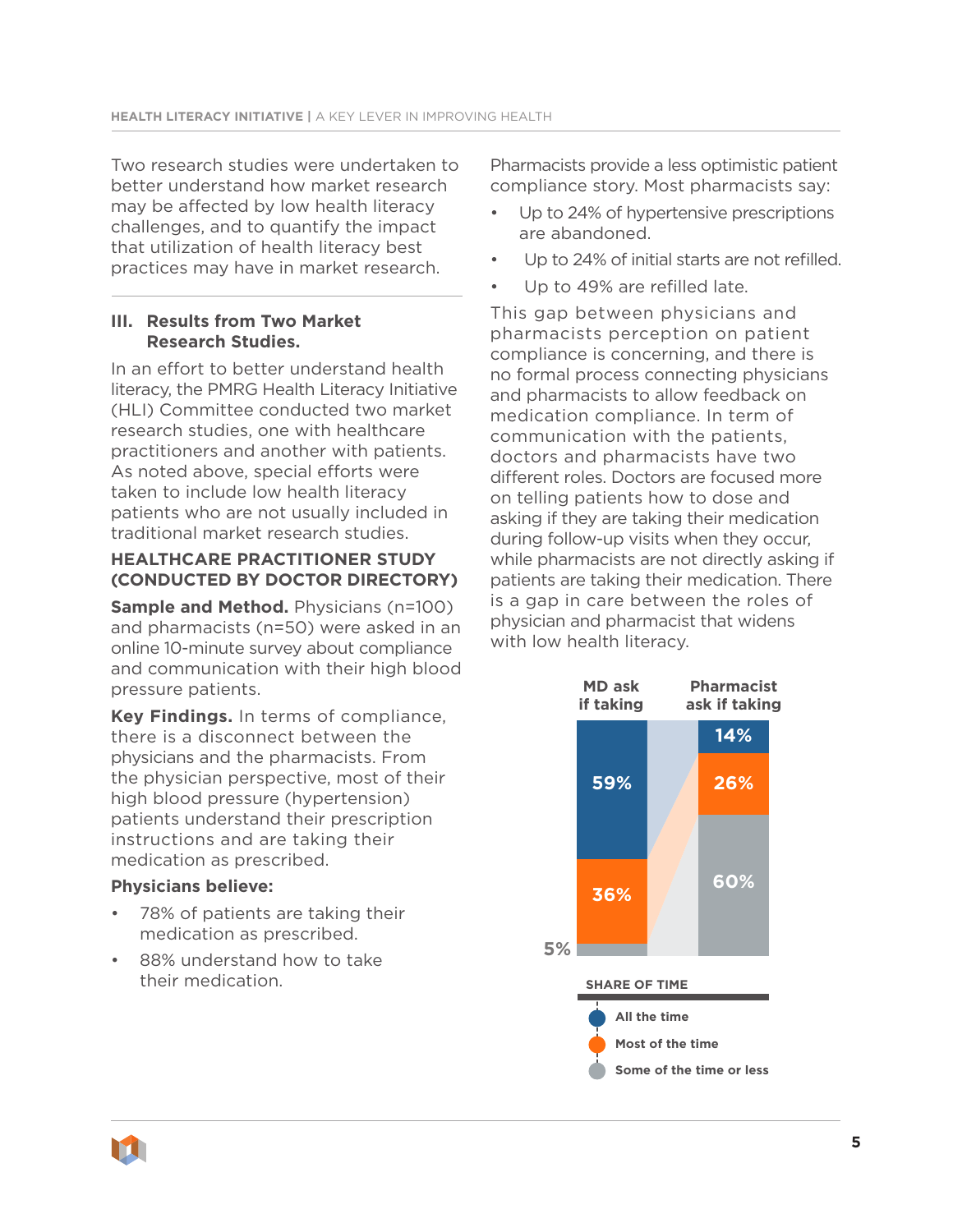Two research studies were undertaken to better understand how market research may be affected by low health literacy challenges, and to quantify the impact that utilization of health literacy best practices may have in market research.

### III. Results from Two Market Research Studies.

In an effort to better understand health literacy, the PMRG Health Literacy Initiative (HLI) Committee conducted two market research studies, one with healthcare practitioners and another with patients. As noted above, special efforts were taken to include low health literacy patients who are not usually included in traditional market research studies.

#### HEALTHCARE PRACTITIONER STUDY (CONDUCTED BY DOCTOR DIRECTORY)

**Sample and Method.** Physicians (n=100) and pharmacists (n=50) were asked in an online 10-minute survey about compliance and communication with their high blood pressure patients.

**Key Findings.** In terms of compliance, there is a disconnect between the physicians and the pharmacists. From the physician perspective, most of their high blood pressure (hypertension) patients understand their prescription instructions and are taking their medication as prescribed.

**Physicians believe:**

- 78% of patients are taking their medication as prescribed.
- 88% understand how to take their medication.

Pharmacists provide a less optimistic patient compliance story. Most pharmacists say:

- Up to 24% of hypertensive prescriptions are abandoned.
- Up to 24% of initial starts are not refilled.
- Up to 49% are refilled late.

This gap between physicians and pharmacists perception on patient compliance is concerning, and there is no formal process connecting physicians and pharmacists to allow feedback on medication compliance. In term of communication with the patients, doctors and pharmacists have two different roles. Doctors are focused more on telling patients how to dose and asking if they are taking their medication during follow-up visits when they occur, while pharmacists are not directly asking if patients are taking their medication. There is a gap in care between the roles of physician and pharmacist that widens with low health literacy.

| SHARE OF TIME | MD ask if taking | Pharmacist ask if taking |
|---|---|---|
| All the time | 59% | 14% |
| Most of the time | 36% | 26% |
| Some of the time or less | 5% | 60% |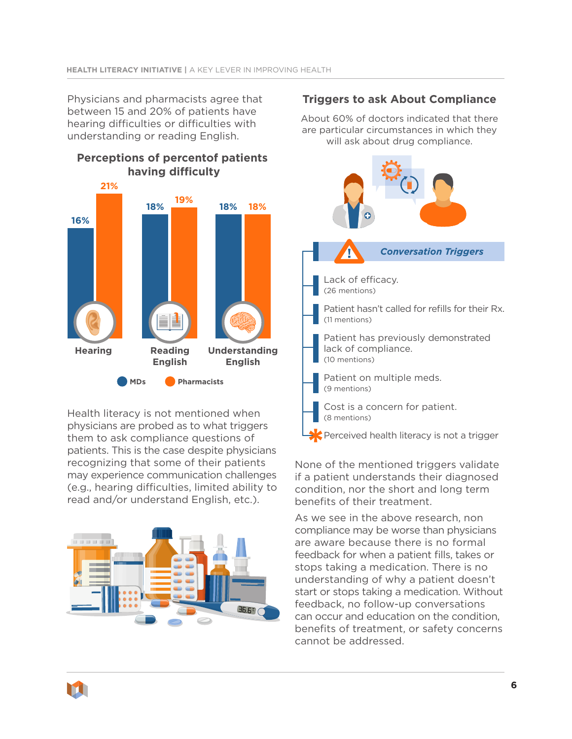Physicians and pharmacists agree that between 15 and 20% of patients have hearing difficulties or difficulties with understanding or reading English.

### Perceptions of percentof patients having difficulty

| | MDs | Pharmacists |
|---|---|---|
| Hearing | 16% | 21% |
| Reading English | 18% | 19% |
| Understanding English | 18% | 18% |

Health literacy is not mentioned when physicians are probed as to what triggers them to ask compliance questions of patients. This is the case despite physicians recognizing that some of their patients may experience communication challenges (e.g., hearing difficulties, limited ability to read and/or understand English, etc.).

## Triggers to ask About Compliance

About 60% of doctors indicated that there are particular circumstances in which they will ask about drug compliance.

***Conversation Triggers***

- Lack of efficacy. (26 mentions)
- Patient hasn't called for refills for their Rx. (11 mentions)
- Patient has previously demonstrated lack of compliance. (10 mentions)
- Patient on multiple meds. (9 mentions)
- Cost is a concern for patient. (8 mentions)
- * Perceived health literacy is not a trigger

None of the mentioned triggers validate if a patient understands their diagnosed condition, nor the short and long term benefits of their treatment.

As we see in the above research, non compliance may be worse than physicians are aware because there is no formal feedback for when a patient fills, takes or stops taking a medication. There is no understanding of why a patient doesn't start or stops taking a medication. Without feedback, no follow-up conversations can occur and education on the condition, benefits of treatment, or safety concerns cannot be addressed.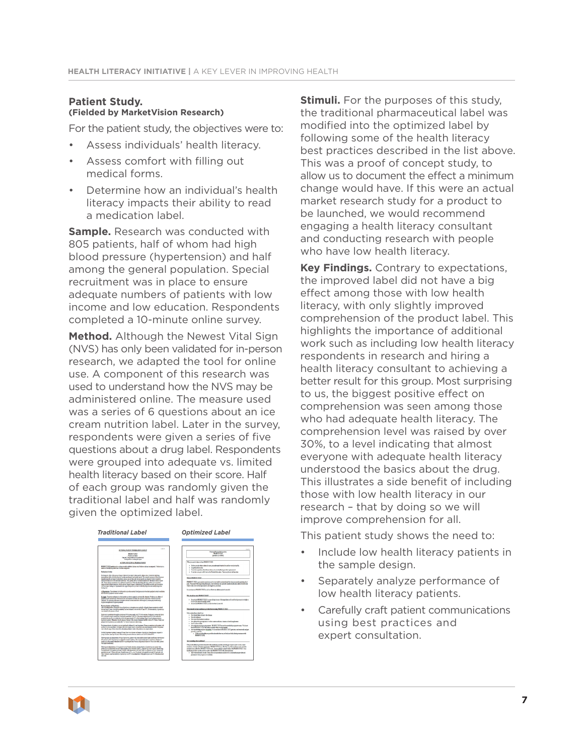**Patient Study.**
**(Fielded by MarketVision Research)**

For the patient study, the objectives were to:

- Assess individuals' health literacy.
- Assess comfort with filling out medical forms.
- Determine how an individual's health literacy impacts their ability to read a medication label.

**Sample.** Research was conducted with 805 patients, half of whom had high blood pressure (hypertension) and half among the general population. Special recruitment was in place to ensure adequate numbers of patients with low income and low education. Respondents completed a 10-minute online survey.

**Method.** Although the Newest Vital Sign (NVS) has only been validated for in-person research, we adapted the tool for online use. A component of this research was used to understand how the NVS may be administered online. The measure used was a series of 6 questions about an ice cream nutrition label. Later in the survey, respondents were given a series of five questions about a drug label. Respondents were grouped into adequate vs. limited health literacy based on their score. Half of each group was randomly given the traditional label and half was randomly given the optimized label.

*Traditional Label*

*Optimized Label*

**Stimuli.** For the purposes of this study, the traditional pharmaceutical label was modified into the optimized label by following some of the health literacy best practices described in the list above. This was a proof of concept study, to allow us to document the effect a minimum change would have. If this were an actual market research study for a product to be launched, we would recommend engaging a health literacy consultant and conducting research with people who have low health literacy.

**Key Findings.** Contrary to expectations, the improved label did not have a big effect among those with low health literacy, with only slightly improved comprehension of the product label. This highlights the importance of additional work such as including low health literacy respondents in research and hiring a health literacy consultant to achieving a better result for this group. Most surprising to us, the biggest positive effect on comprehension was seen among those who had adequate health literacy. The comprehension level was raised by over 30%, to a level indicating that almost everyone with adequate health literacy understood the basics about the drug. This illustrates a side benefit of including those with low health literacy in our research – that by doing so we will improve comprehension for all.

This patient study shows the need to:

- Include low health literacy patients in the sample design.
- Separately analyze performance of low health literacy patients.
- Carefully craft patient communications using best practices and expert consultation.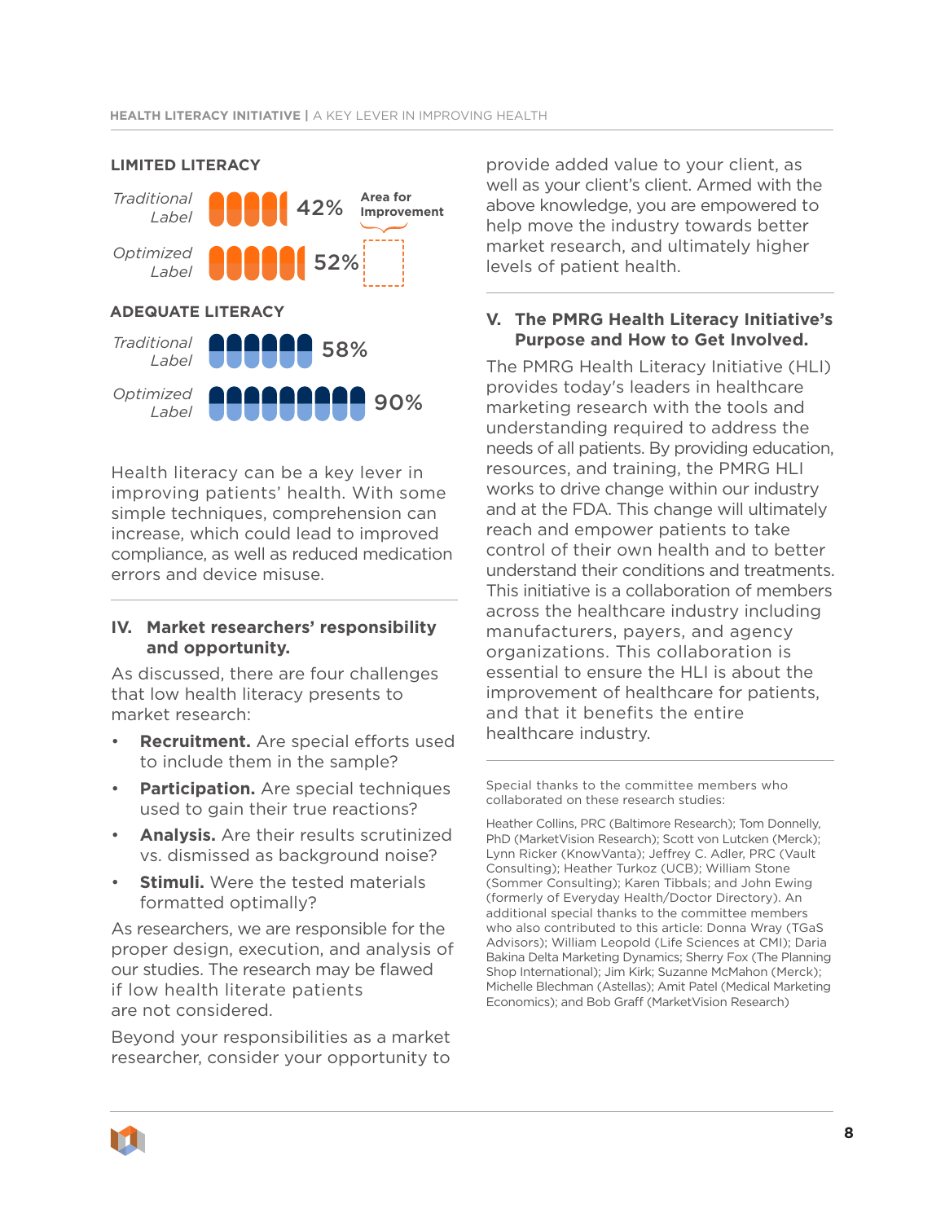**LIMITED LITERACY**

| | | |
|---|---|---|
| *Traditional Label* | 42% | Area for Improvement |
| *Optimized Label* | 52% | |

**ADEQUATE LITERACY**

| | |
|---|---|
| *Traditional Label* | 58% |
| *Optimized Label* | 90% |

Health literacy can be a key lever in improving patients' health. With some simple techniques, comprehension can increase, which could lead to improved compliance, as well as reduced medication errors and device misuse.

## IV. Market researchers' responsibility and opportunity.

As discussed, there are four challenges that low health literacy presents to market research:

- **Recruitment.** Are special efforts used to include them in the sample?
- **Participation.** Are special techniques used to gain their true reactions?
- **Analysis.** Are their results scrutinized vs. dismissed as background noise?
- **Stimuli.** Were the tested materials formatted optimally?

As researchers, we are responsible for the proper design, execution, and analysis of our studies. The research may be flawed if low health literate patients are not considered.

Beyond your responsibilities as a market researcher, consider your opportunity to provide added value to your client, as well as your client's client. Armed with the above knowledge, you are empowered to help move the industry towards better market research, and ultimately higher levels of patient health.

## V. The PMRG Health Literacy Initiative's Purpose and How to Get Involved.

The PMRG Health Literacy Initiative (HLI) provides today's leaders in healthcare marketing research with the tools and understanding required to address the needs of all patients. By providing education, resources, and training, the PMRG HLI works to drive change within our industry and at the FDA. This change will ultimately reach and empower patients to take control of their own health and to better understand their conditions and treatments. This initiative is a collaboration of members across the healthcare industry including manufacturers, payers, and agency organizations. This collaboration is essential to ensure the HLI is about the improvement of healthcare for patients, and that it benefits the entire healthcare industry.

Special thanks to the committee members who collaborated on these research studies:

Heather Collins, PRC (Baltimore Research); Tom Donnelly, PhD (MarketVision Research); Scott von Lutcken (Merck); Lynn Ricker (KnowVanta); Jeffrey C. Adler, PRC (Vault Consulting); Heather Turkoz (UCB); William Stone (Sommer Consulting); Karen Tibbals; and John Ewing (formerly of Everyday Health/Doctor Directory). An additional special thanks to the committee members who also contributed to this article: Donna Wray (TGaS Advisors); William Leopold (Life Sciences at CMI); Daria Bakina Delta Marketing Dynamics; Sherry Fox (The Planning Shop International); Jim Kirk; Suzanne McMahon (Merck); Michelle Blechman (Astellas); Amit Patel (Medical Marketing Economics); and Bob Graff (MarketVision Research)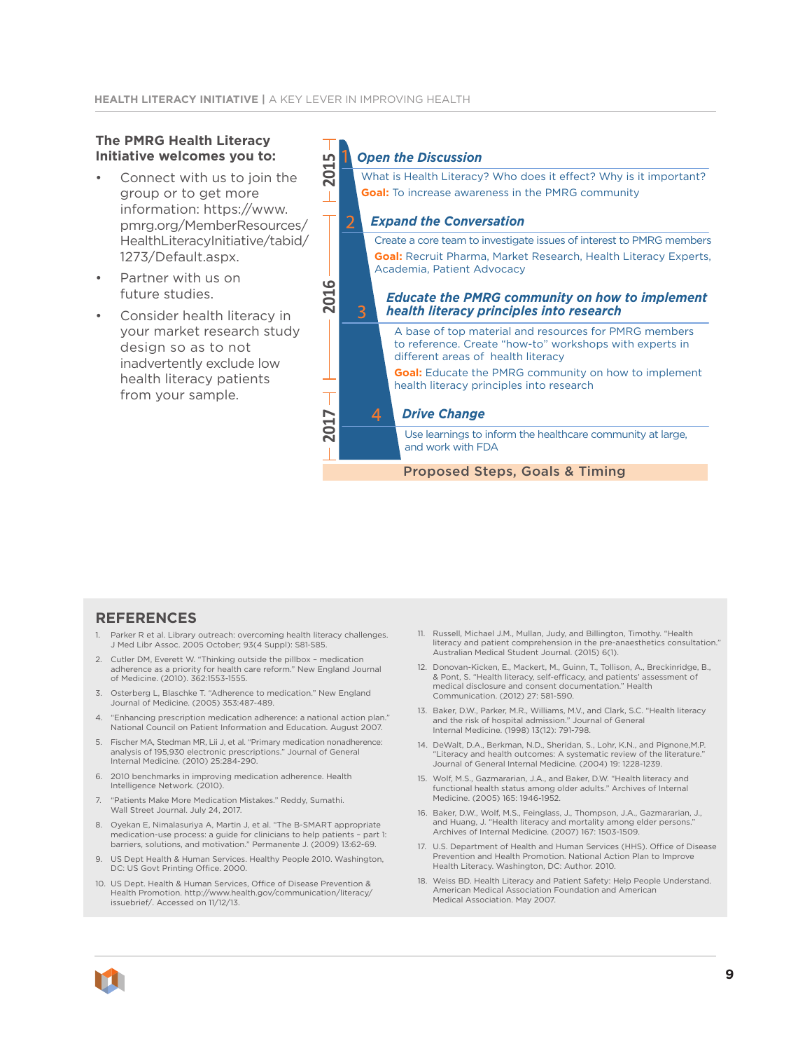**The PMRG Health Literacy Initiative welcomes you to:**

- Connect with us to join the group or to get more information: https://www.pmrg.org/MemberResources/HealthLiteracyInitiative/tabid/1273/Default.aspx.
- Partner with us on future studies.
- Consider health literacy in your market research study design so as to not inadvertently exclude low health literacy patients from your sample.

2015

2016

2017

1 *Open the Discussion*

What is Health Literacy? Who does it effect? Why is it important?

**Goal:** To increase awareness in the PMRG community

2 *Expand the Conversation*

Create a core team to investigate issues of interest to PMRG members

**Goal:** Recruit Pharma, Market Research, Health Literacy Experts, Academia, Patient Advocacy

3 *Educate the PMRG community on how to implement health literacy principles into research*

A base of top material and resources for PMRG members to reference. Create "how-to" workshops with experts in different areas of health literacy

**Goal:** Educate the PMRG community on how to implement health literacy principles into research

4 *Drive Change*

Use learnings to inform the healthcare community at large, and work with FDA

Proposed Steps, Goals & Timing

## REFERENCES

1. Parker R et al. Library outreach: overcoming health literacy challenges. J Med Libr Assoc. 2005 October; 93(4 Suppl): S81-S85.
2. Cutler DM, Everett W. "Thinking outside the pillbox – medication adherence as a priority for health care reform." New England Journal of Medicine. (2010). 362:1553-1555.
3. Osterberg L, Blaschke T. "Adherence to medication." New England Journal of Medicine. (2005) 353:487-489.
4. "Enhancing prescription medication adherence: a national action plan." National Council on Patient Information and Education. August 2007.
5. Fischer MA, Stedman MR, Lii J, et al. "Primary medication nonadherence: analysis of 195,930 electronic prescriptions." Journal of General Internal Medicine. (2010) 25:284-290.
6. 2010 benchmarks in improving medication adherence. Health Intelligence Network. (2010).
7. "Patients Make More Medication Mistakes." Reddy, Sumathi. Wall Street Journal. July 24, 2017.
8. Oyekan E, Nimalasuriya A, Martin J, et al. "The B-SMART appropriate medication-use process: a guide for clinicians to help patients – part 1: barriers, solutions, and motivation." Permanente J. (2009) 13:62-69.
9. US Dept Health & Human Services. Healthy People 2010. Washington, DC: US Govt Printing Office. 2000.
10. US Dept. Health & Human Services, Office of Disease Prevention & Health Promotion. http://www.health.gov/communication/literacy/issuebrief/. Accessed on 11/12/13.
11. Russell, Michael J.M., Mullan, Judy, and Billington, Timothy. "Health literacy and patient comprehension in the pre-anaesthetics consultation." Australian Medical Student Journal. (2015) 6(1).
12. Donovan-Kicken, E., Mackert, M., Guinn, T., Tollison, A., Breckinridge, B., & Pont, S. "Health literacy, self-efficacy, and patients' assessment of medical disclosure and consent documentation." Health Communication. (2012) 27: 581-590.
13. Baker, D.W., Parker, M.R., Williams, M.V., and Clark, S.C. "Health literacy and the risk of hospital admission." Journal of General Internal Medicine. (1998) 13(12): 791-798.
14. DeWalt, D.A., Berkman, N.D., Sheridan, S., Lohr, K.N., and Pignone,M.P. "Literacy and health outcomes: A systematic review of the literature." Journal of General Internal Medicine. (2004) 19: 1228-1239.
15. Wolf, M.S., Gazmararian, J.A., and Baker, D.W. "Health literacy and functional health status among older adults." Archives of Internal Medicine. (2005) 165: 1946-1952.
16. Baker, D.W., Wolf, M.S., Feinglass, J., Thompson, J.A., Gazmararian, J., and Huang, J. "Health literacy and mortality among elder persons." Archives of Internal Medicine. (2007) 167: 1503-1509.
17. U.S. Department of Health and Human Services (HHS). Office of Disease Prevention and Health Promotion. National Action Plan to Improve Health Literacy. Washington, DC: Author. 2010.
18. Weiss BD. Health Literacy and Patient Safety: Help People Understand. American Medical Association Foundation and American Medical Association. May 2007.